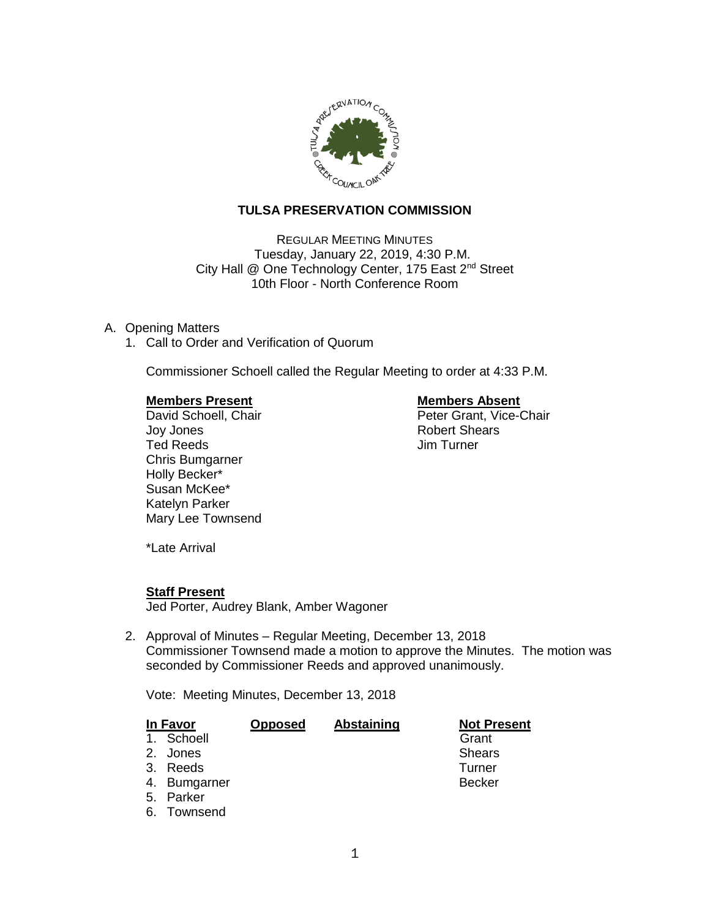# TULSA PRESERVATION COMMISSION

REGULAR MEETING MINUTES
Tuesday, January 22, 2019, 4:30 P.M.
City Hall @ One Technology Center, 175 East 2nd Street
10th Floor - North Conference Room

A. Opening Matters

1. Call to Order and Verification of Quorum

   Commissioner Schoell called the Regular Meeting to order at 4:33 P.M.

| **Members Present** | **Members Absent** |
|---|---|
| David Schoell, Chair | Peter Grant, Vice-Chair |
| Joy Jones | Robert Shears |
| Ted Reeds | Jim Turner |
| Chris Bumgarner | |
| Holly Becker* | |
| Susan McKee* | |
| Katelyn Parker | |
| Mary Lee Townsend | |

   *Late Arrival

   **Staff Present**
   Jed Porter, Audrey Blank, Amber Wagoner

2. Approval of Minutes – Regular Meeting, December 13, 2018
   Commissioner Townsend made a motion to approve the Minutes. The motion was seconded by Commissioner Reeds and approved unanimously.

   Vote: Meeting Minutes, December 13, 2018

| **In Favor** | **Opposed** | **Abstaining** | **Not Present** |
|---|---|---|---|
| 1. Schoell | | | Grant |
| 2. Jones | | | Shears |
| 3. Reeds | | | Turner |
| 4. Bumgarner | | | Becker |
| 5. Parker | | | |
| 6. Townsend | | | |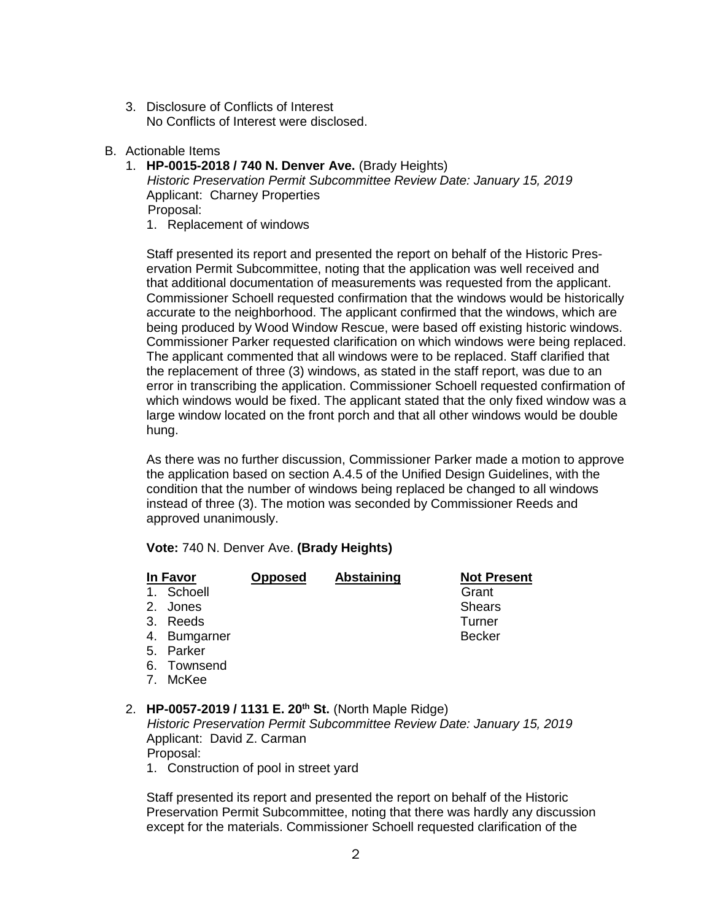3. Disclosure of Conflicts of Interest
   No Conflicts of Interest were disclosed.

B. Actionable Items

1. **HP-0015-2018 / 740 N. Denver Ave.** (Brady Heights)
   *Historic Preservation Permit Subcommittee Review Date: January 15, 2019*
   Applicant: Charney Properties
   Proposal:
   1. Replacement of windows

   Staff presented its report and presented the report on behalf of the Historic Preservation Permit Subcommittee, noting that the application was well received and that additional documentation of measurements was requested from the applicant. Commissioner Schoell requested confirmation that the windows would be historically accurate to the neighborhood. The applicant confirmed that the windows, which are being produced by Wood Window Rescue, were based off existing historic windows. Commissioner Parker requested clarification on which windows were being replaced. The applicant commented that all windows were to be replaced. Staff clarified that the replacement of three (3) windows, as stated in the staff report, was due to an error in transcribing the application. Commissioner Schoell requested confirmation of which windows would be fixed. The applicant stated that the only fixed window was a large window located on the front porch and that all other windows would be double hung.

   As there was no further discussion, Commissioner Parker made a motion to approve the application based on section A.4.5 of the Unified Design Guidelines, with the condition that the number of windows being replaced be changed to all windows instead of three (3). The motion was seconded by Commissioner Reeds and approved unanimously.

   **Vote:** 740 N. Denver Ave. **(Brady Heights)**

   | In Favor | Opposed | Abstaining | Not Present |
   |---|---|---|---|
   | 1. Schoell | | | Grant |
   | 2. Jones | | | Shears |
   | 3. Reeds | | | Turner |
   | 4. Bumgarner | | | Becker |
   | 5. Parker | | | |
   | 6. Townsend | | | |
   | 7. McKee | | | |

2. **HP-0057-2019 / 1131 E. 20th St.** (North Maple Ridge)
   *Historic Preservation Permit Subcommittee Review Date: January 15, 2019*
   Applicant: David Z. Carman
   Proposal:
   1. Construction of pool in street yard

   Staff presented its report and presented the report on behalf of the Historic Preservation Permit Subcommittee, noting that there was hardly any discussion except for the materials. Commissioner Schoell requested clarification of the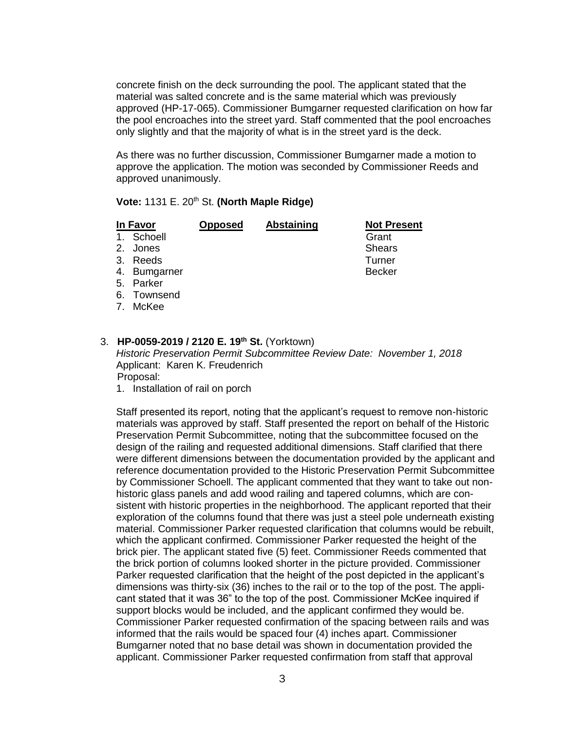concrete finish on the deck surrounding the pool. The applicant stated that the material was salted concrete and is the same material which was previously approved (HP-17-065). Commissioner Bumgarner requested clarification on how far the pool encroaches into the street yard. Staff commented that the pool encroaches only slightly and that the majority of what is in the street yard is the deck.

As there was no further discussion, Commissioner Bumgarner made a motion to approve the application. The motion was seconded by Commissioner Reeds and approved unanimously.

**Vote:** 1131 E. 20th St. **(North Maple Ridge)**

| In Favor | Opposed | Abstaining | Not Present |
|---|---|---|---|
| 1. Schoell | | | Grant |
| 2. Jones | | | Shears |
| 3. Reeds | | | Turner |
| 4. Bumgarner | | | Becker |
| 5. Parker | | | |
| 6. Townsend | | | |
| 7. McKee | | | |

3. **HP-0059-2019 / 2120 E. 19th St.** (Yorktown)
   *Historic Preservation Permit Subcommittee Review Date: November 1, 2018*
   Applicant: Karen K. Freudenrich
   Proposal:
   1. Installation of rail on porch

Staff presented its report, noting that the applicant's request to remove non-historic materials was approved by staff. Staff presented the report on behalf of the Historic Preservation Permit Subcommittee, noting that the subcommittee focused on the design of the railing and requested additional dimensions. Staff clarified that there were different dimensions between the documentation provided by the applicant and reference documentation provided to the Historic Preservation Permit Subcommittee by Commissioner Schoell. The applicant commented that they want to take out non-historic glass panels and add wood railing and tapered columns, which are consistent with historic properties in the neighborhood. The applicant reported that their exploration of the columns found that there was just a steel pole underneath existing material. Commissioner Parker requested clarification that columns would be rebuilt, which the applicant confirmed. Commissioner Parker requested the height of the brick pier. The applicant stated five (5) feet. Commissioner Reeds commented that the brick portion of columns looked shorter in the picture provided. Commissioner Parker requested clarification that the height of the post depicted in the applicant's dimensions was thirty-six (36) inches to the rail or to the top of the post. The applicant stated that it was 36" to the top of the post. Commissioner McKee inquired if support blocks would be included, and the applicant confirmed they would be. Commissioner Parker requested confirmation of the spacing between rails and was informed that the rails would be spaced four (4) inches apart. Commissioner Bumgarner noted that no base detail was shown in documentation provided the applicant. Commissioner Parker requested confirmation from staff that approval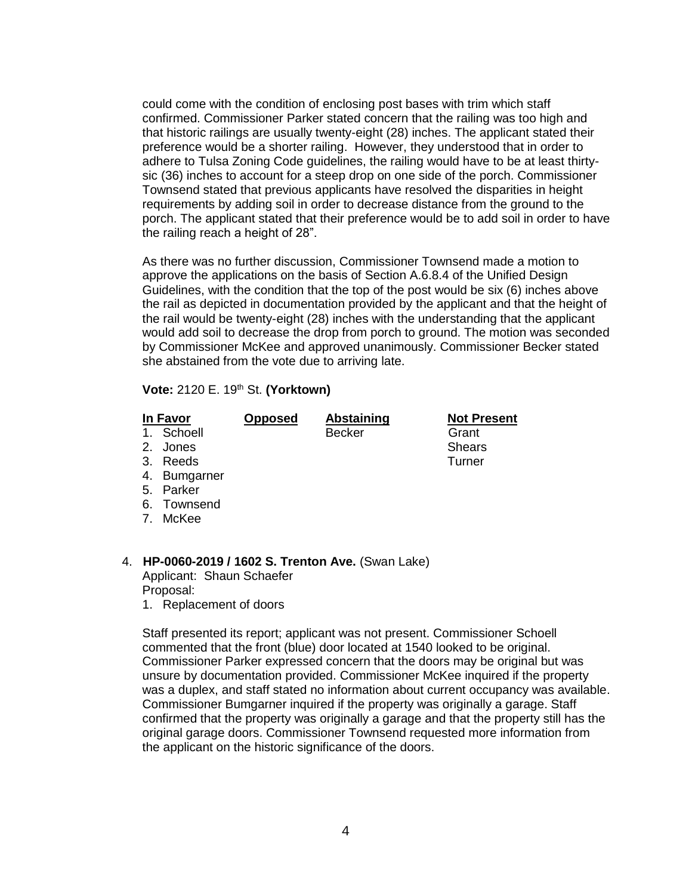could come with the condition of enclosing post bases with trim which staff confirmed. Commissioner Parker stated concern that the railing was too high and that historic railings are usually twenty-eight (28) inches. The applicant stated their preference would be a shorter railing. However, they understood that in order to adhere to Tulsa Zoning Code guidelines, the railing would have to be at least thirty-sic (36) inches to account for a steep drop on one side of the porch. Commissioner Townsend stated that previous applicants have resolved the disparities in height requirements by adding soil in order to decrease distance from the ground to the porch. The applicant stated that their preference would be to add soil in order to have the railing reach a height of 28".

As there was no further discussion, Commissioner Townsend made a motion to approve the applications on the basis of Section A.6.8.4 of the Unified Design Guidelines, with the condition that the top of the post would be six (6) inches above the rail as depicted in documentation provided by the applicant and that the height of the rail would be twenty-eight (28) inches with the understanding that the applicant would add soil to decrease the drop from porch to ground. The motion was seconded by Commissioner McKee and approved unanimously. Commissioner Becker stated she abstained from the vote due to arriving late.

**Vote:** 2120 E. 19th St. **(Yorktown)**

| In Favor | Opposed | Abstaining | Not Present |
|---|---|---|---|
| 1. Schoell | | Becker | Grant |
| 2. Jones | | | Shears |
| 3. Reeds | | | Turner |
| 4. Bumgarner | | | |
| 5. Parker | | | |
| 6. Townsend | | | |
| 7. McKee | | | |

4. **HP-0060-2019 / 1602 S. Trenton Ave.** (Swan Lake)
   Applicant: Shaun Schaefer
   Proposal:
   1. Replacement of doors

   Staff presented its report; applicant was not present. Commissioner Schoell commented that the front (blue) door located at 1540 looked to be original. Commissioner Parker expressed concern that the doors may be original but was unsure by documentation provided. Commissioner McKee inquired if the property was a duplex, and staff stated no information about current occupancy was available. Commissioner Bumgarner inquired if the property was originally a garage. Staff confirmed that the property was originally a garage and that the property still has the original garage doors. Commissioner Townsend requested more information from the applicant on the historic significance of the doors.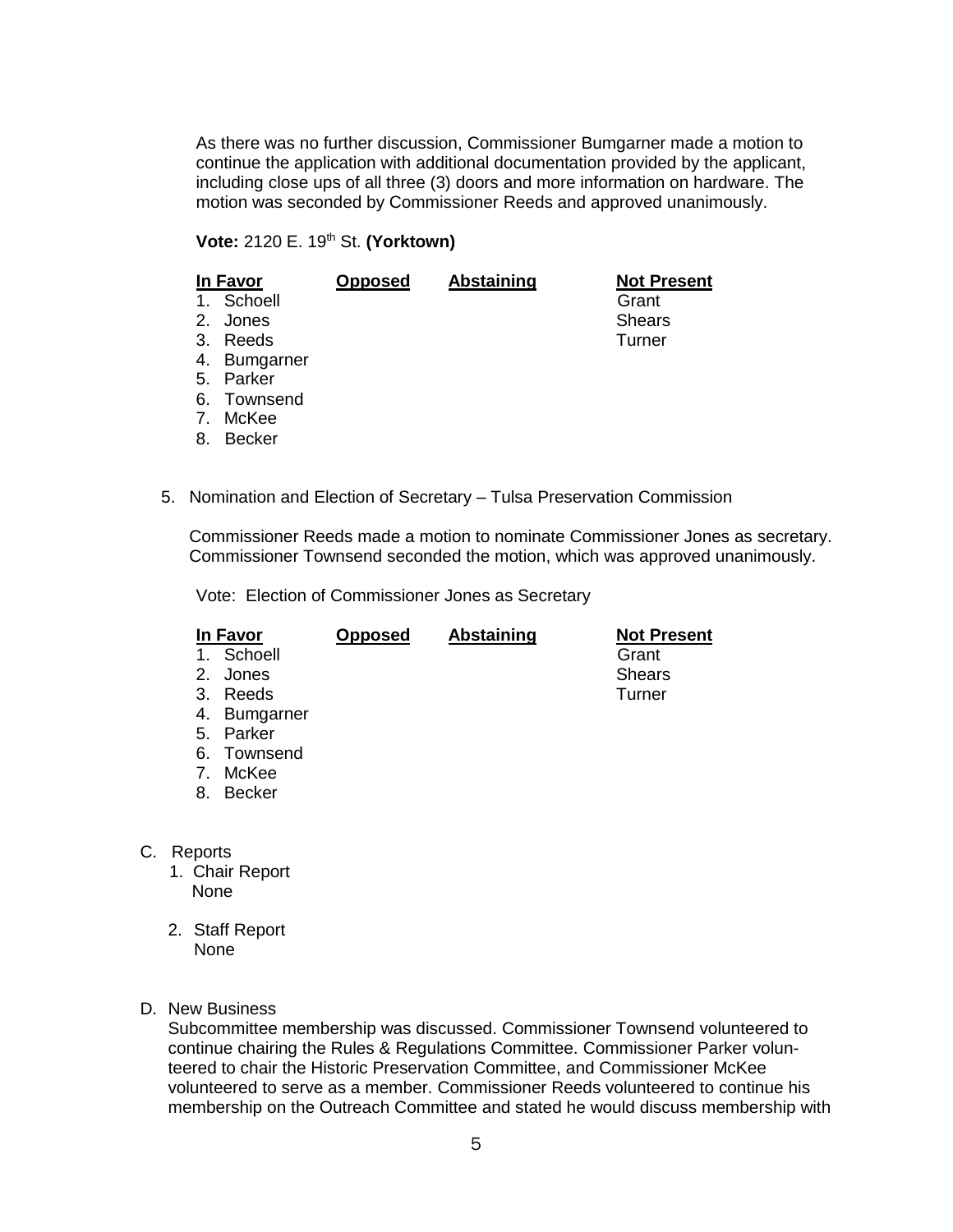As there was no further discussion, Commissioner Bumgarner made a motion to continue the application with additional documentation provided by the applicant, including close ups of all three (3) doors and more information on hardware. The motion was seconded by Commissioner Reeds and approved unanimously.

**Vote:** 2120 E. 19th St. **(Yorktown)**

| In Favor | Opposed | Abstaining | Not Present |
|---|---|---|---|
| 1. Schoell | | | Grant |
| 2. Jones | | | Shears |
| 3. Reeds | | | Turner |
| 4. Bumgarner | | | |
| 5. Parker | | | |
| 6. Townsend | | | |
| 7. McKee | | | |
| 8. Becker | | | |

5. Nomination and Election of Secretary – Tulsa Preservation Commission

Commissioner Reeds made a motion to nominate Commissioner Jones as secretary. Commissioner Townsend seconded the motion, which was approved unanimously.

Vote: Election of Commissioner Jones as Secretary

| In Favor | Opposed | Abstaining | Not Present |
|---|---|---|---|
| 1. Schoell | | | Grant |
| 2. Jones | | | Shears |
| 3. Reeds | | | Turner |
| 4. Bumgarner | | | |
| 5. Parker | | | |
| 6. Townsend | | | |
| 7. McKee | | | |
| 8. Becker | | | |

C. Reports
   1. Chair Report
      None

   2. Staff Report
      None

D. New Business
   Subcommittee membership was discussed. Commissioner Townsend volunteered to continue chairing the Rules & Regulations Committee. Commissioner Parker volunteered to chair the Historic Preservation Committee, and Commissioner McKee volunteered to serve as a member. Commissioner Reeds volunteered to continue his membership on the Outreach Committee and stated he would discuss membership with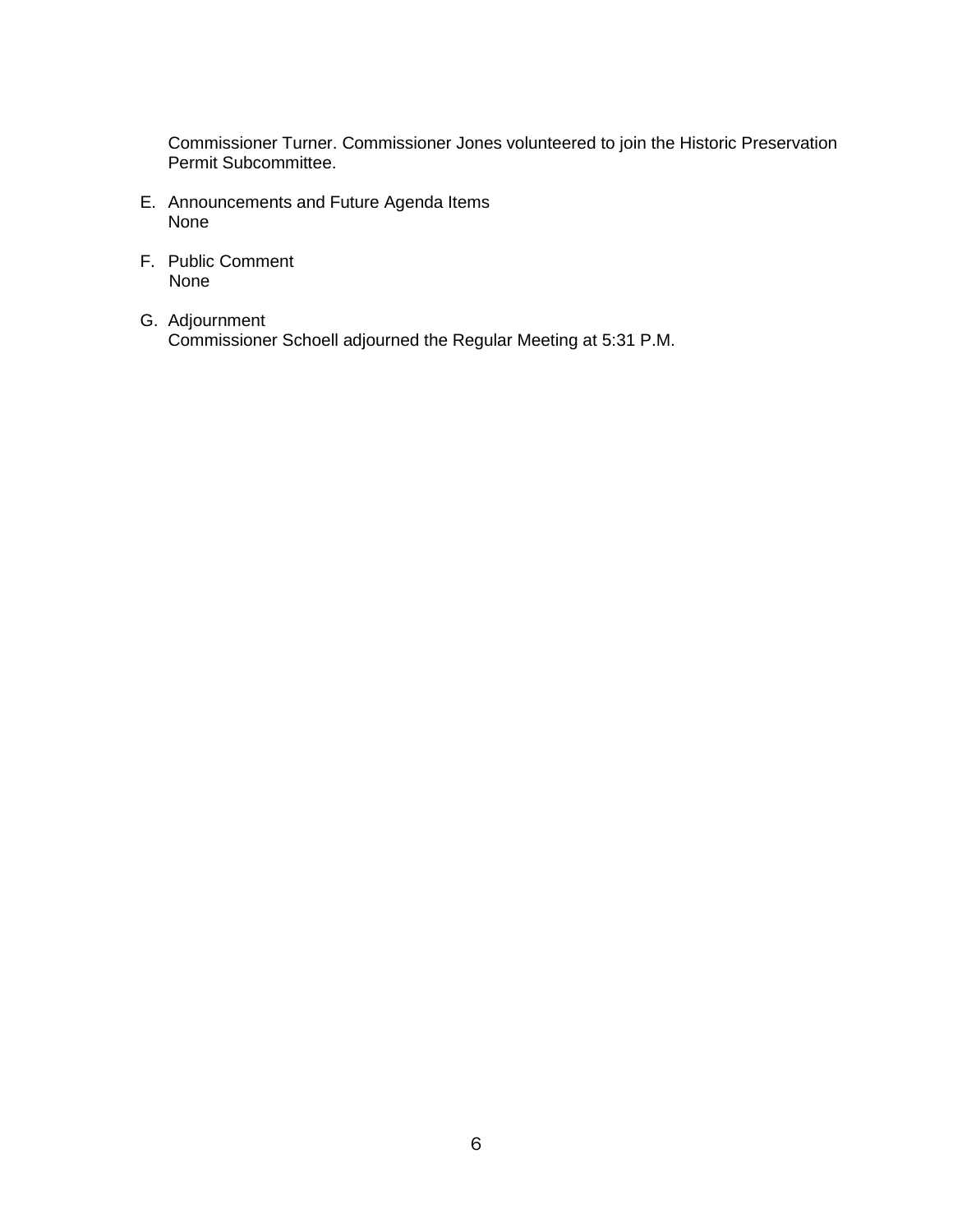Commissioner Turner. Commissioner Jones volunteered to join the Historic Preservation Permit Subcommittee.

E. Announcements and Future Agenda Items
   None

F. Public Comment
   None

G. Adjournment
   Commissioner Schoell adjourned the Regular Meeting at 5:31 P.M.